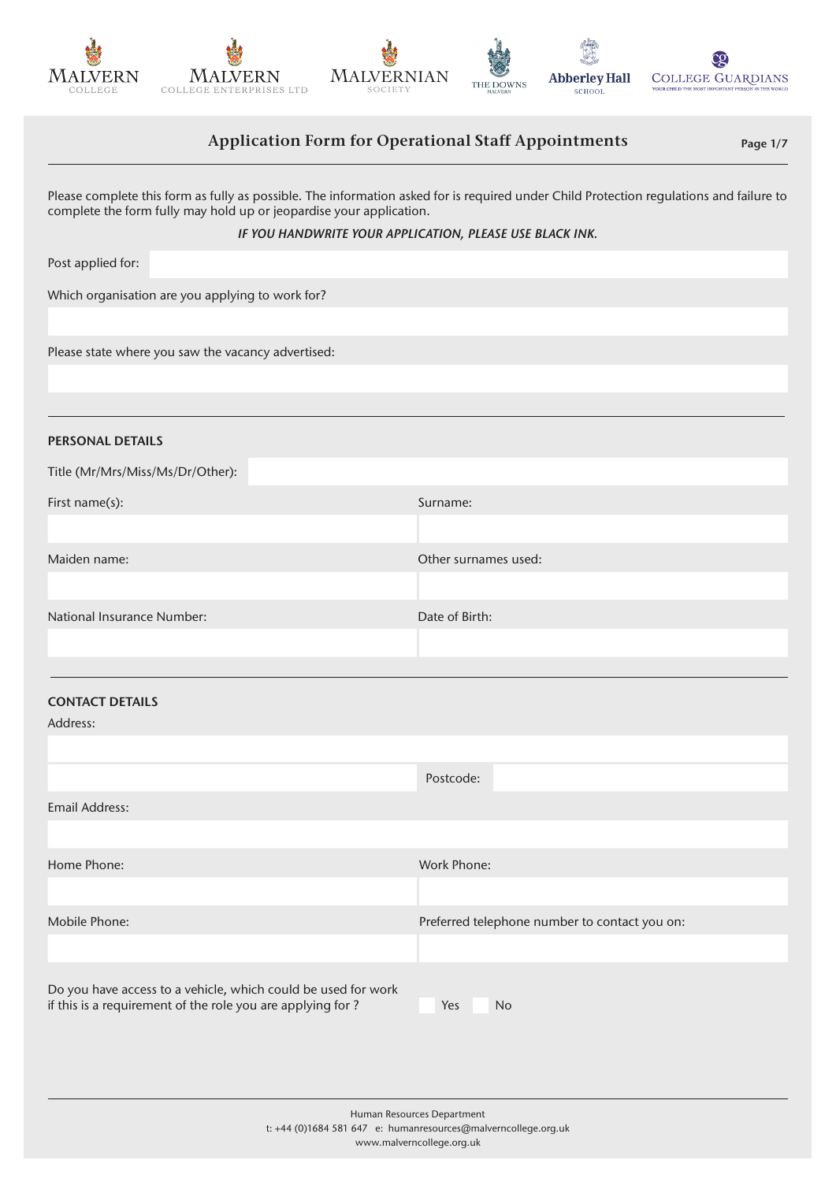# Application Form for Operational Staff Appointments

Please complete this form as fully as possible. The information asked for is required under Child Protection regulations and failure to complete the form fully may hold up or jeopardise your application.

***IF YOU HANDWRITE YOUR APPLICATION, PLEASE USE BLACK INK.***

Post applied for:

Which organisation are you applying to work for?

Please state where you saw the vacancy advertised:

---

## PERSONAL DETAILS

Title (Mr/Mrs/Miss/Ms/Dr/Other):

| First name(s): | Surname: |
|---|---|
| | |
| **Maiden name:** | **Other surnames used:** |
| | |
| **National Insurance Number:** | **Date of Birth:** |
| | |

---

## CONTACT DETAILS

Address:

Postcode:

Email Address:

| Home Phone: | Work Phone: |
|---|---|
| | |
| **Mobile Phone:** | **Preferred telephone number to contact you on:** |
| | |

Do you have access to a vehicle, which could be used for work if this is a requirement of the role you are applying for ?

☐ Yes ☐ No

---

Human Resources Department
t: +44 (0)1684 581 647 e: humanresources@malverncollege.org.uk
www.malverncollege.org.uk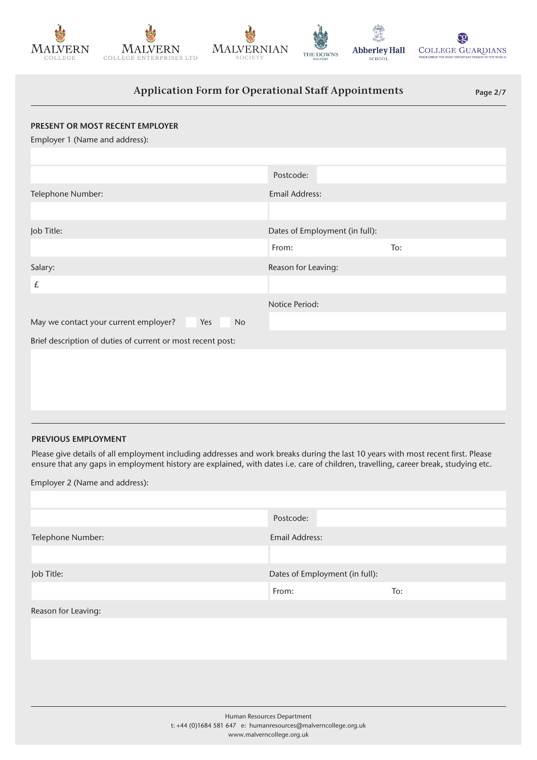## Application Form for Operational Staff Appointments

### PRESENT OR MOST RECENT EMPLOYER

Employer 1 (Name and address):

| | |
|---|---|
| | Postcode: |
| Telephone Number: | Email Address: |
| | |
| Job Title: | Dates of Employment (in full): |
| | From: To: |
| Salary: | Reason for Leaving: |
| £ | |
| | Notice Period: |
| May we contact your current employer? ☐ Yes ☐ No | |

Brief description of duties of current or most recent post:

### PREVIOUS EMPLOYMENT

Please give details of all employment including addresses and work breaks during the last 10 years with most recent first. Please ensure that any gaps in employment history are explained, with dates i.e. care of children, travelling, career break, studying etc.

Employer 2 (Name and address):

| | |
|---|---|
| | Postcode: |
| Telephone Number: | Email Address: |
| | |
| Job Title: | Dates of Employment (in full): |
| | From: To: |

Reason for Leaving:

Human Resources Department
t: +44 (0)1684 581 647 e: humanresources@malverncollege.org.uk
www.malverncollege.org.uk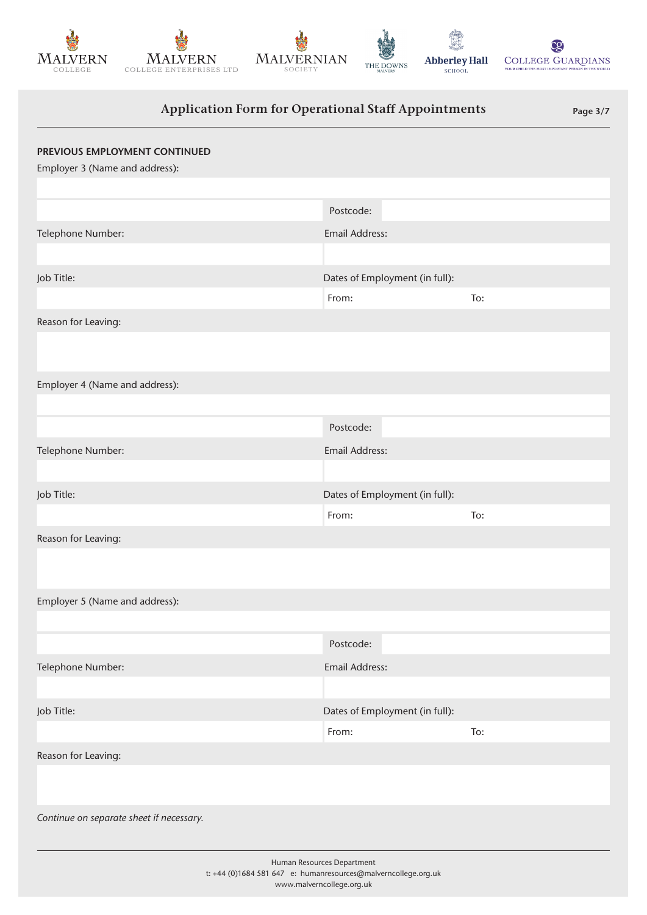## Application Form for Operational Staff Appointments

**PREVIOUS EMPLOYMENT CONTINUED**

Employer 3 (Name and address):

Postcode:

Telephone Number:

Email Address:

Job Title:

Dates of Employment (in full):

From: To:

Reason for Leaving:

Employer 4 (Name and address):

Postcode:

Telephone Number:

Email Address:

Job Title:

Dates of Employment (in full):

From: To:

Reason for Leaving:

Employer 5 (Name and address):

Postcode:

Telephone Number:

Email Address:

Job Title:

Dates of Employment (in full):

From: To:

Reason for Leaving:

*Continue on separate sheet if necessary.*

Human Resources Department
t: +44 (0)1684 581 647 e: humanresources@malverncollege.org.uk
www.malverncollege.org.uk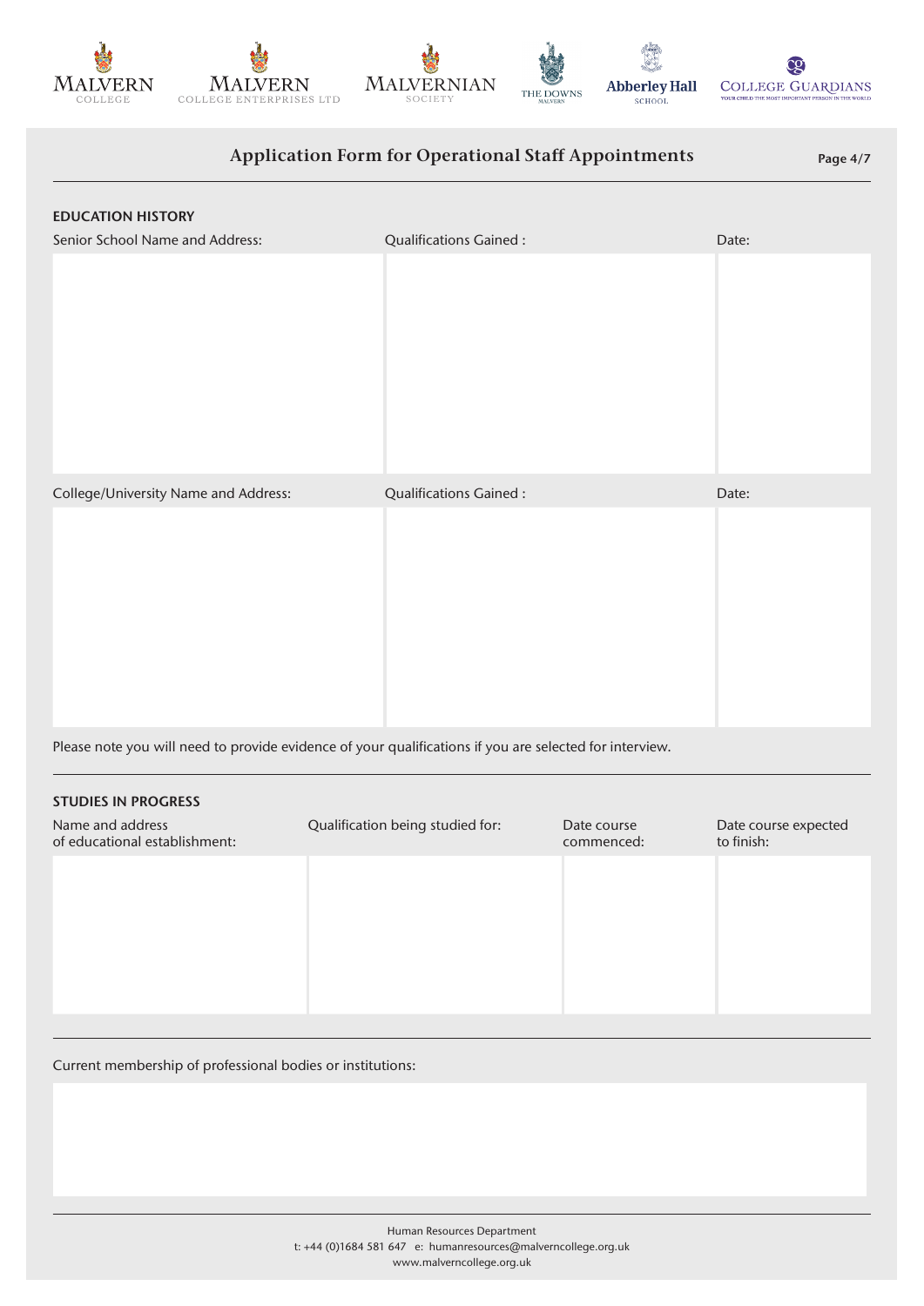## Application Form for Operational Staff Appointments

### EDUCATION HISTORY

| Senior School Name and Address: | Qualifications Gained : | Date: |
|---|---|---|
| | | |

| College/University Name and Address: | Qualifications Gained : | Date: |
|---|---|---|
| | | |

Please note you will need to provide evidence of your qualifications if you are selected for interview.

### STUDIES IN PROGRESS

| Name and address of educational establishment: | Qualification being studied for: | Date course commenced: | Date course expected to finish: |
|---|---|---|---|
| | | | |

Current membership of professional bodies or institutions:

Human Resources Department
t: +44 (0)1684 581 647 e: humanresources@malverncollege.org.uk
www.malverncollege.org.uk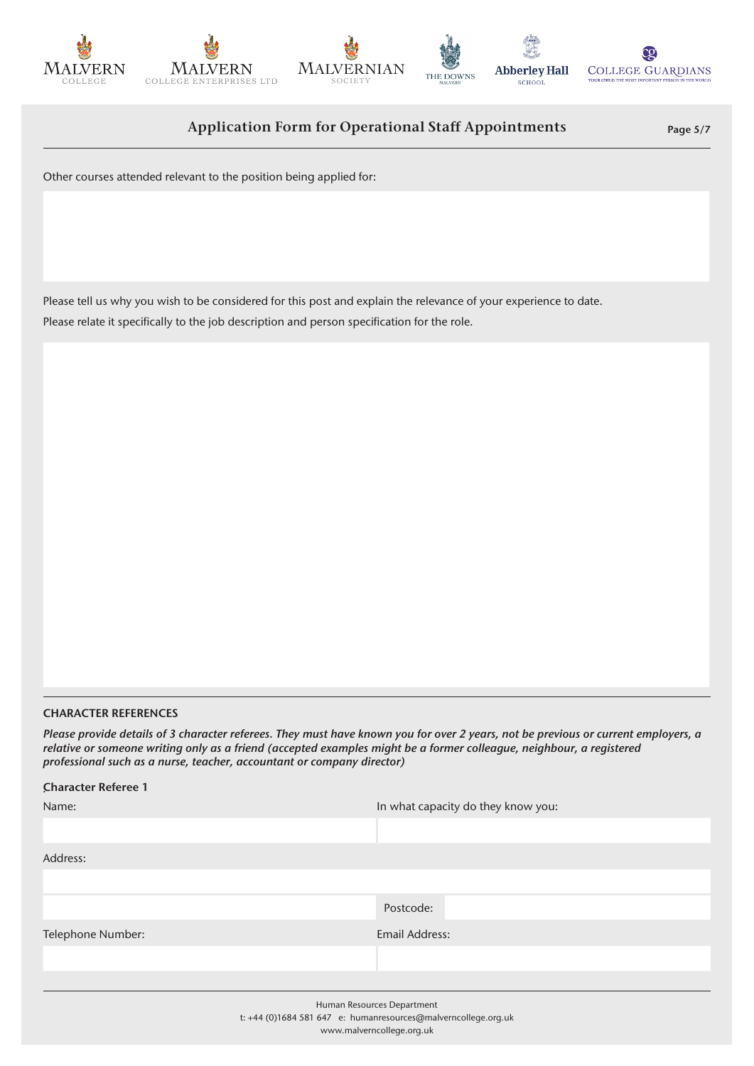## Application Form for Operational Staff Appointments

Other courses attended relevant to the position being applied for:

Please tell us why you wish to be considered for this post and explain the relevance of your experience to date.
Please relate it specifically to the job description and person specification for the role.

### CHARACTER REFERENCES

***Please provide details of 3 character referees. They must have known you for over 2 years, not be previous or current employers, a relative or someone writing only as a friend (accepted examples might be a former colleague, neighbour, a registered professional such as a nurse, teacher, accountant or company director)***

**Character Referee 1**

| Name: | In what capacity do they know you: |
|---|---|
| | |

Address:

| | Postcode: |
|---|---|

| Telephone Number: | Email Address: |
|---|---|
| | |

Human Resources Department
t: +44 (0)1684 581 647 e: humanresources@malverncollege.org.uk
www.malverncollege.org.uk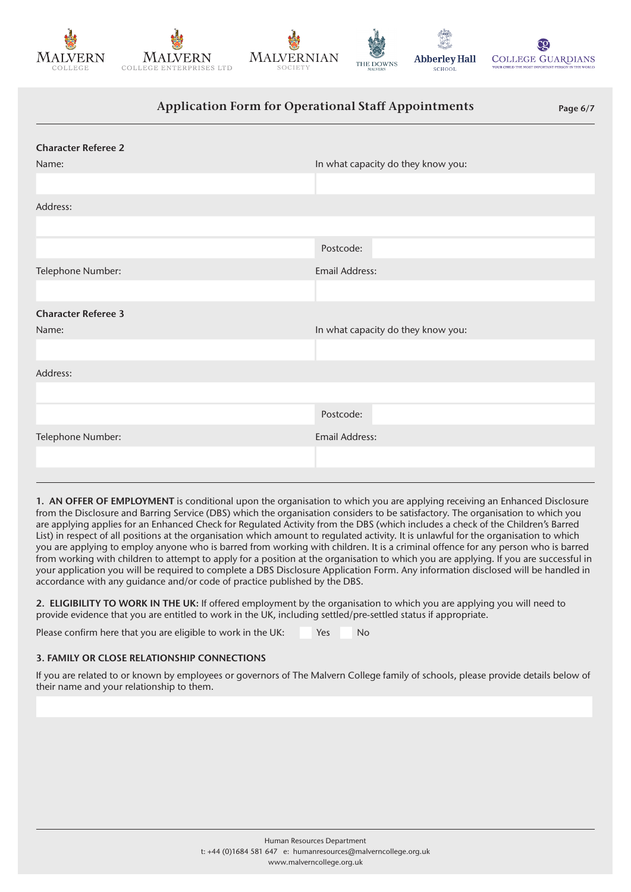## Application Form for Operational Staff Appointments

### Character Referee 2

Name:

In what capacity do they know you:

Address:

Postcode:

Telephone Number:

Email Address:

### Character Referee 3

Name:

In what capacity do they know you:

Address:

Postcode:

Telephone Number:

Email Address:

**1. AN OFFER OF EMPLOYMENT** is conditional upon the organisation to which you are applying receiving an Enhanced Disclosure from the Disclosure and Barring Service (DBS) which the organisation considers to be satisfactory. The organisation to which you are applying applies for an Enhanced Check for Regulated Activity from the DBS (which includes a check of the Children's Barred List) in respect of all positions at the organisation which amount to regulated activity. It is unlawful for the organisation to which you are applying to employ anyone who is barred from working with children. It is a criminal offence for any person who is barred from working with children to attempt to apply for a position at the organisation to which you are applying. If you are successful in your application you will be required to complete a DBS Disclosure Application Form. Any information disclosed will be handled in accordance with any guidance and/or code of practice published by the DBS.

**2. ELIGIBILITY TO WORK IN THE UK:** If offered employment by the organisation to which you are applying you will need to provide evidence that you are entitled to work in the UK, including settled/pre-settled status if appropriate.

Please confirm here that you are eligible to work in the UK: Yes No

**3. FAMILY OR CLOSE RELATIONSHIP CONNECTIONS**

If you are related to or known by employees or governors of The Malvern College family of schools, please provide details below of their name and your relationship to them.

Human Resources Department
t: +44 (0)1684 581 647 e: humanresources@malverncollege.org.uk
www.malverncollege.org.uk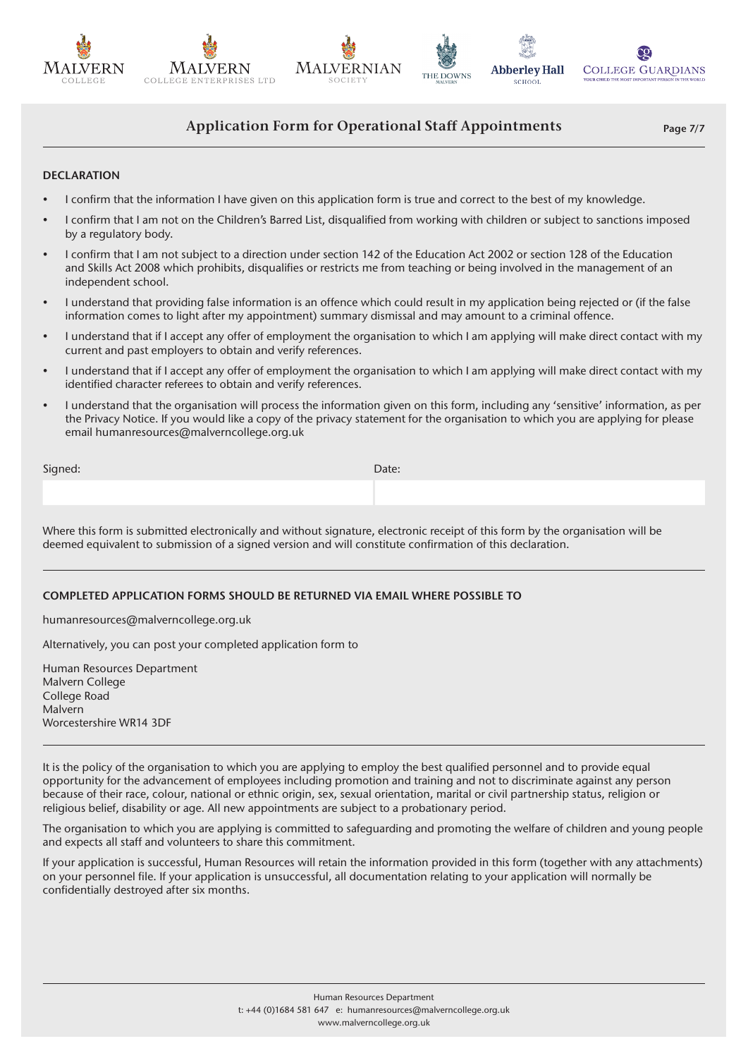## Application Form for Operational Staff Appointments

### DECLARATION

- I confirm that the information I have given on this application form is true and correct to the best of my knowledge.
- I confirm that I am not on the Children's Barred List, disqualified from working with children or subject to sanctions imposed by a regulatory body.
- I confirm that I am not subject to a direction under section 142 of the Education Act 2002 or section 128 of the Education and Skills Act 2008 which prohibits, disqualifies or restricts me from teaching or being involved in the management of an independent school.
- I understand that providing false information is an offence which could result in my application being rejected or (if the false information comes to light after my appointment) summary dismissal and may amount to a criminal offence.
- I understand that if I accept any offer of employment the organisation to which I am applying will make direct contact with my current and past employers to obtain and verify references.
- I understand that if I accept any offer of employment the organisation to which I am applying will make direct contact with my identified character referees to obtain and verify references.
- I understand that the organisation will process the information given on this form, including any 'sensitive' information, as per the Privacy Notice. If you would like a copy of the privacy statement for the organisation to which you are applying for please email humanresources@malverncollege.org.uk

| Signed: | Date: |
|---|---|
| | |

Where this form is submitted electronically and without signature, electronic receipt of this form by the organisation will be deemed equivalent to submission of a signed version and will constitute confirmation of this declaration.

### COMPLETED APPLICATION FORMS SHOULD BE RETURNED VIA EMAIL WHERE POSSIBLE TO

humanresources@malverncollege.org.uk

Alternatively, you can post your completed application form to

Human Resources Department
Malvern College
College Road
Malvern
Worcestershire WR14 3DF

It is the policy of the organisation to which you are applying to employ the best qualified personnel and to provide equal opportunity for the advancement of employees including promotion and training and not to discriminate against any person because of their race, colour, national or ethnic origin, sex, sexual orientation, marital or civil partnership status, religion or religious belief, disability or age. All new appointments are subject to a probationary period.

The organisation to which you are applying is committed to safeguarding and promoting the welfare of children and young people and expects all staff and volunteers to share this commitment.

If your application is successful, Human Resources will retain the information provided in this form (together with any attachments) on your personnel file. If your application is unsuccessful, all documentation relating to your application will normally be confidentially destroyed after six months.